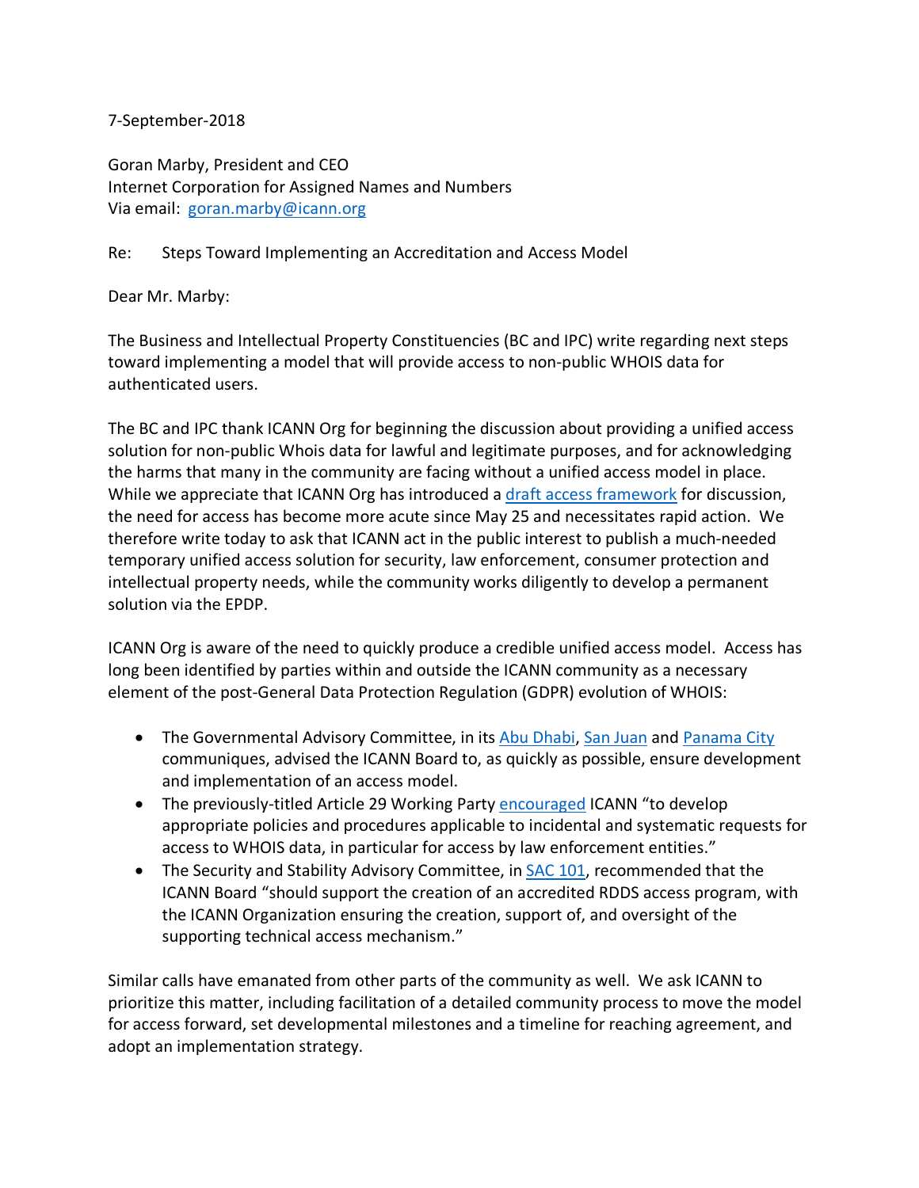7-September-2018

Goran Marby, President and CEO
Internet Corporation for Assigned Names and Numbers
Via email: goran.marby@icann.org

Re: Steps Toward Implementing an Accreditation and Access Model

Dear Mr. Marby:

The Business and Intellectual Property Constituencies (BC and IPC) write regarding next steps toward implementing a model that will provide access to non-public WHOIS data for authenticated users.

The BC and IPC thank ICANN Org for beginning the discussion about providing a unified access solution for non-public Whois data for lawful and legitimate purposes, and for acknowledging the harms that many in the community are facing without a unified access model in place. While we appreciate that ICANN Org has introduced a draft access framework for discussion, the need for access has become more acute since May 25 and necessitates rapid action. We therefore write today to ask that ICANN act in the public interest to publish a much-needed temporary unified access solution for security, law enforcement, consumer protection and intellectual property needs, while the community works diligently to develop a permanent solution via the EPDP.

ICANN Org is aware of the need to quickly produce a credible unified access model. Access has long been identified by parties within and outside the ICANN community as a necessary element of the post-General Data Protection Regulation (GDPR) evolution of WHOIS:

- The Governmental Advisory Committee, in its Abu Dhabi, San Juan and Panama City communiques, advised the ICANN Board to, as quickly as possible, ensure development and implementation of an access model.
- The previously-titled Article 29 Working Party encouraged ICANN "to develop appropriate policies and procedures applicable to incidental and systematic requests for access to WHOIS data, in particular for access by law enforcement entities."
- The Security and Stability Advisory Committee, in SAC 101, recommended that the ICANN Board "should support the creation of an accredited RDDS access program, with the ICANN Organization ensuring the creation, support of, and oversight of the supporting technical access mechanism."

Similar calls have emanated from other parts of the community as well. We ask ICANN to prioritize this matter, including facilitation of a detailed community process to move the model for access forward, set developmental milestones and a timeline for reaching agreement, and adopt an implementation strategy.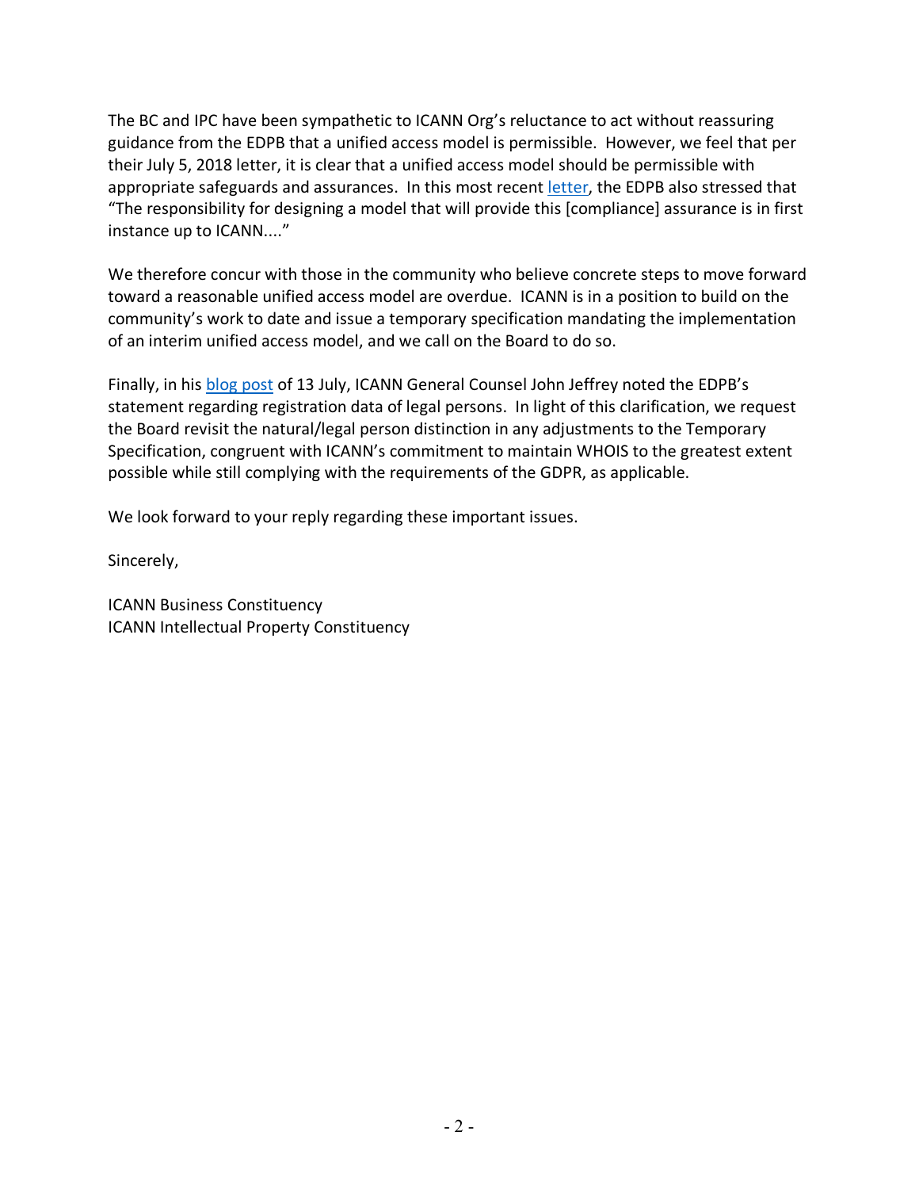The BC and IPC have been sympathetic to ICANN Org's reluctance to act without reassuring guidance from the EDPB that a unified access model is permissible. However, we feel that per their July 5, 2018 letter, it is clear that a unified access model should be permissible with appropriate safeguards and assurances. In this most recent letter, the EDPB also stressed that "The responsibility for designing a model that will provide this [compliance] assurance is in first instance up to ICANN...."

We therefore concur with those in the community who believe concrete steps to move forward toward a reasonable unified access model are overdue. ICANN is in a position to build on the community's work to date and issue a temporary specification mandating the implementation of an interim unified access model, and we call on the Board to do so.

Finally, in his blog post of 13 July, ICANN General Counsel John Jeffrey noted the EDPB's statement regarding registration data of legal persons. In light of this clarification, we request the Board revisit the natural/legal person distinction in any adjustments to the Temporary Specification, congruent with ICANN's commitment to maintain WHOIS to the greatest extent possible while still complying with the requirements of the GDPR, as applicable.

We look forward to your reply regarding these important issues.

Sincerely,

ICANN Business Constituency
ICANN Intellectual Property Constituency